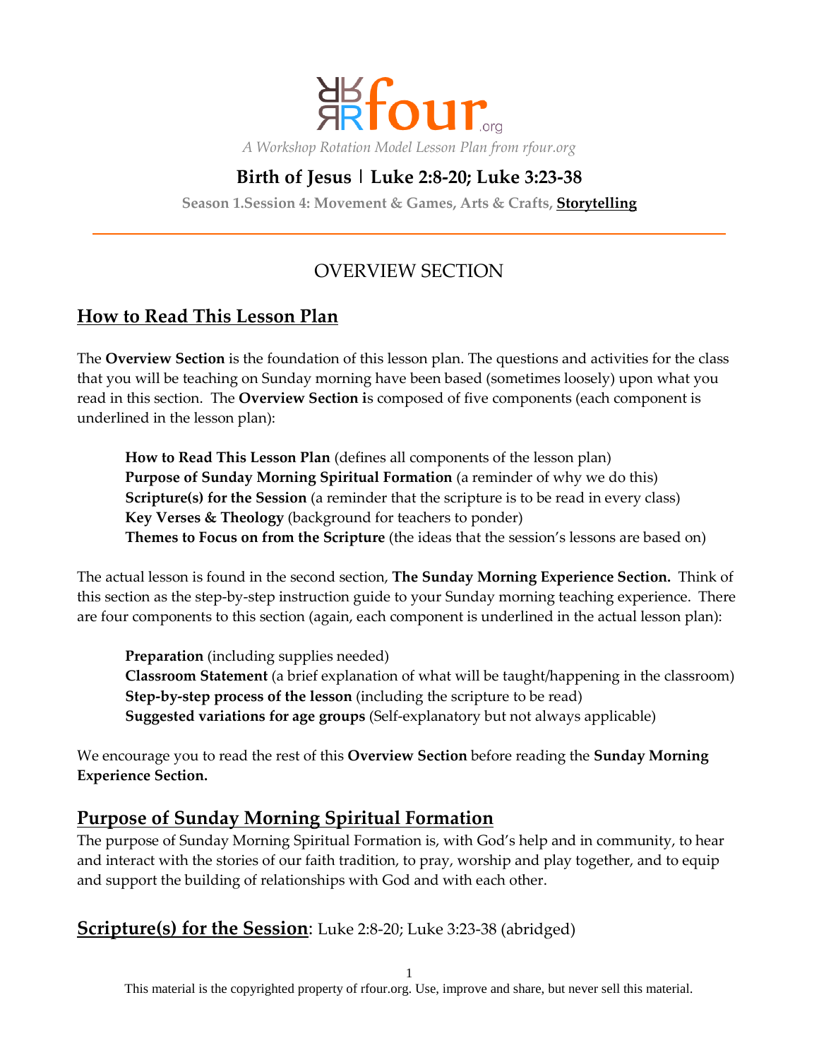# rfour.org

*A Workshop Rotation Model Lesson Plan from rfour.org*

## Birth of Jesus | Luke 2:8-20; Luke 3:23-38

**Season 1.Session 4: Movement & Games, Arts & Crafts, Storytelling**

---

## OVERVIEW SECTION

## How to Read This Lesson Plan

The **Overview Section** is the foundation of this lesson plan. The questions and activities for the class that you will be teaching on Sunday morning have been based (sometimes loosely) upon what you read in this section. The **Overview Section i**s composed of five components (each component is underlined in the lesson plan):

> **How to Read This Lesson Plan** (defines all components of the lesson plan)
> **Purpose of Sunday Morning Spiritual Formation** (a reminder of why we do this)
> **Scripture(s) for the Session** (a reminder that the scripture is to be read in every class)
> **Key Verses & Theology** (background for teachers to ponder)
> **Themes to Focus on from the Scripture** (the ideas that the session's lessons are based on)

The actual lesson is found in the second section, **The Sunday Morning Experience Section.** Think of this section as the step-by-step instruction guide to your Sunday morning teaching experience. There are four components to this section (again, each component is underlined in the actual lesson plan):

> **Preparation** (including supplies needed)
> **Classroom Statement** (a brief explanation of what will be taught/happening in the classroom)
> **Step-by-step process of the lesson** (including the scripture to be read)
> **Suggested variations for age groups** (Self-explanatory but not always applicable)

We encourage you to read the rest of this **Overview Section** before reading the **Sunday Morning Experience Section.**

## Purpose of Sunday Morning Spiritual Formation

The purpose of Sunday Morning Spiritual Formation is, with God's help and in community, to hear and interact with the stories of our faith tradition, to pray, worship and play together, and to equip and support the building of relationships with God and with each other.

## Scripture(s) for the Session: Luke 2:8-20; Luke 3:23-38 (abridged)

This material is the copyrighted property of rfour.org. Use, improve and share, but never sell this material.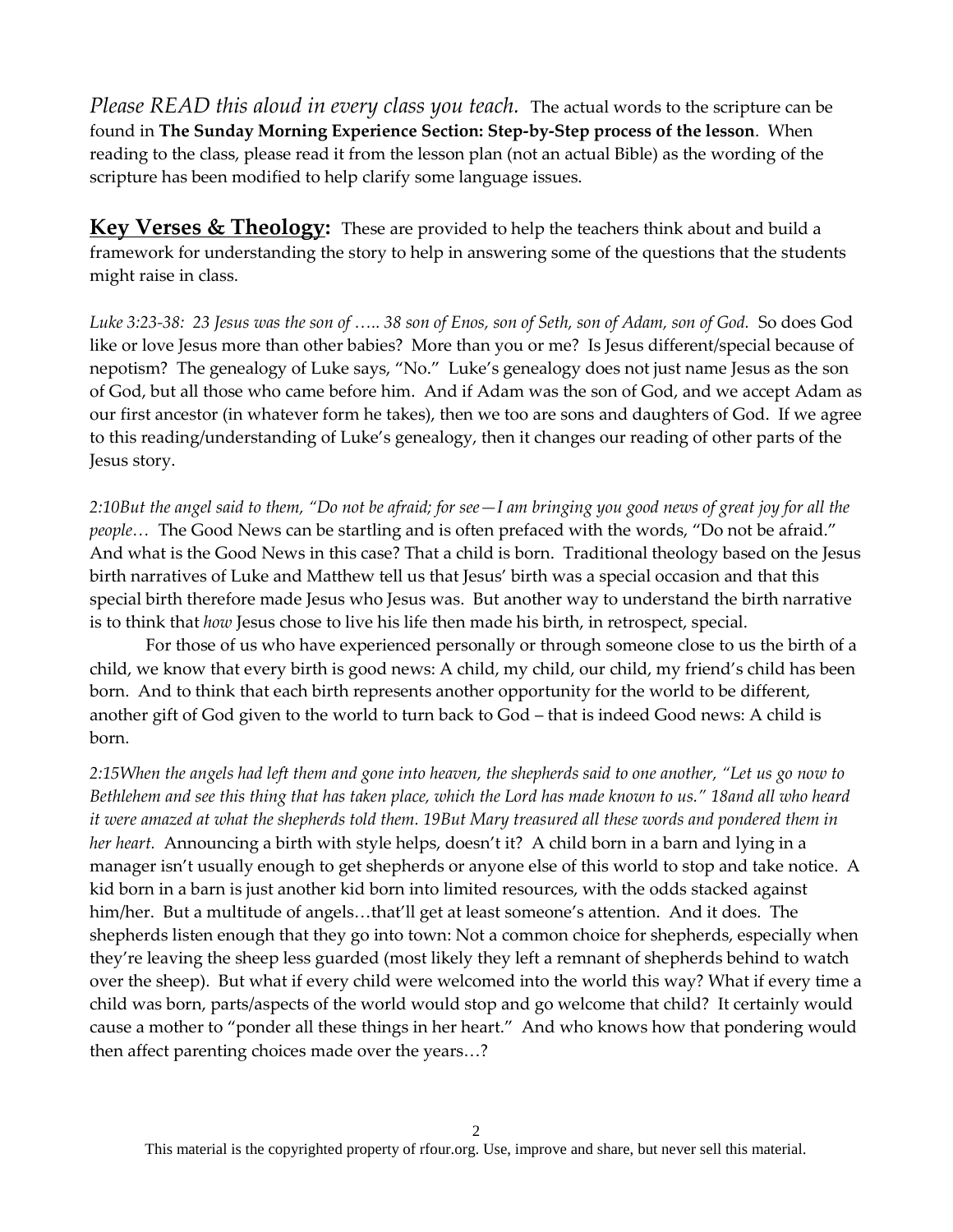*Please READ this aloud in every class you teach.* The actual words to the scripture can be found in **The Sunday Morning Experience Section: Step-by-Step process of the lesson**. When reading to the class, please read it from the lesson plan (not an actual Bible) as the wording of the scripture has been modified to help clarify some language issues.

**Key Verses & Theology:** These are provided to help the teachers think about and build a framework for understanding the story to help in answering some of the questions that the students might raise in class.

*Luke 3:23-38: 23 Jesus was the son of ….. 38 son of Enos, son of Seth, son of Adam, son of God.* So does God like or love Jesus more than other babies? More than you or me? Is Jesus different/special because of nepotism? The genealogy of Luke says, "No." Luke's genealogy does not just name Jesus as the son of God, but all those who came before him. And if Adam was the son of God, and we accept Adam as our first ancestor (in whatever form he takes), then we too are sons and daughters of God. If we agree to this reading/understanding of Luke's genealogy, then it changes our reading of other parts of the Jesus story.

*2:10But the angel said to them, "Do not be afraid; for see—I am bringing you good news of great joy for all the people…* The Good News can be startling and is often prefaced with the words, "Do not be afraid." And what is the Good News in this case? That a child is born. Traditional theology based on the Jesus birth narratives of Luke and Matthew tell us that Jesus' birth was a special occasion and that this special birth therefore made Jesus who Jesus was. But another way to understand the birth narrative is to think that *how* Jesus chose to live his life then made his birth, in retrospect, special.

For those of us who have experienced personally or through someone close to us the birth of a child, we know that every birth is good news: A child, my child, our child, my friend's child has been born. And to think that each birth represents another opportunity for the world to be different, another gift of God given to the world to turn back to God – that is indeed Good news: A child is born.

*2:15When the angels had left them and gone into heaven, the shepherds said to one another, "Let us go now to Bethlehem and see this thing that has taken place, which the Lord has made known to us." 18and all who heard it were amazed at what the shepherds told them. 19But Mary treasured all these words and pondered them in her heart.* Announcing a birth with style helps, doesn't it? A child born in a barn and lying in a manager isn't usually enough to get shepherds or anyone else of this world to stop and take notice. A kid born in a barn is just another kid born into limited resources, with the odds stacked against him/her. But a multitude of angels…that'll get at least someone's attention. And it does. The shepherds listen enough that they go into town: Not a common choice for shepherds, especially when they're leaving the sheep less guarded (most likely they left a remnant of shepherds behind to watch over the sheep). But what if every child were welcomed into the world this way? What if every time a child was born, parts/aspects of the world would stop and go welcome that child? It certainly would cause a mother to "ponder all these things in her heart." And who knows how that pondering would then affect parenting choices made over the years…?

This material is the copyrighted property of rfour.org. Use, improve and share, but never sell this material.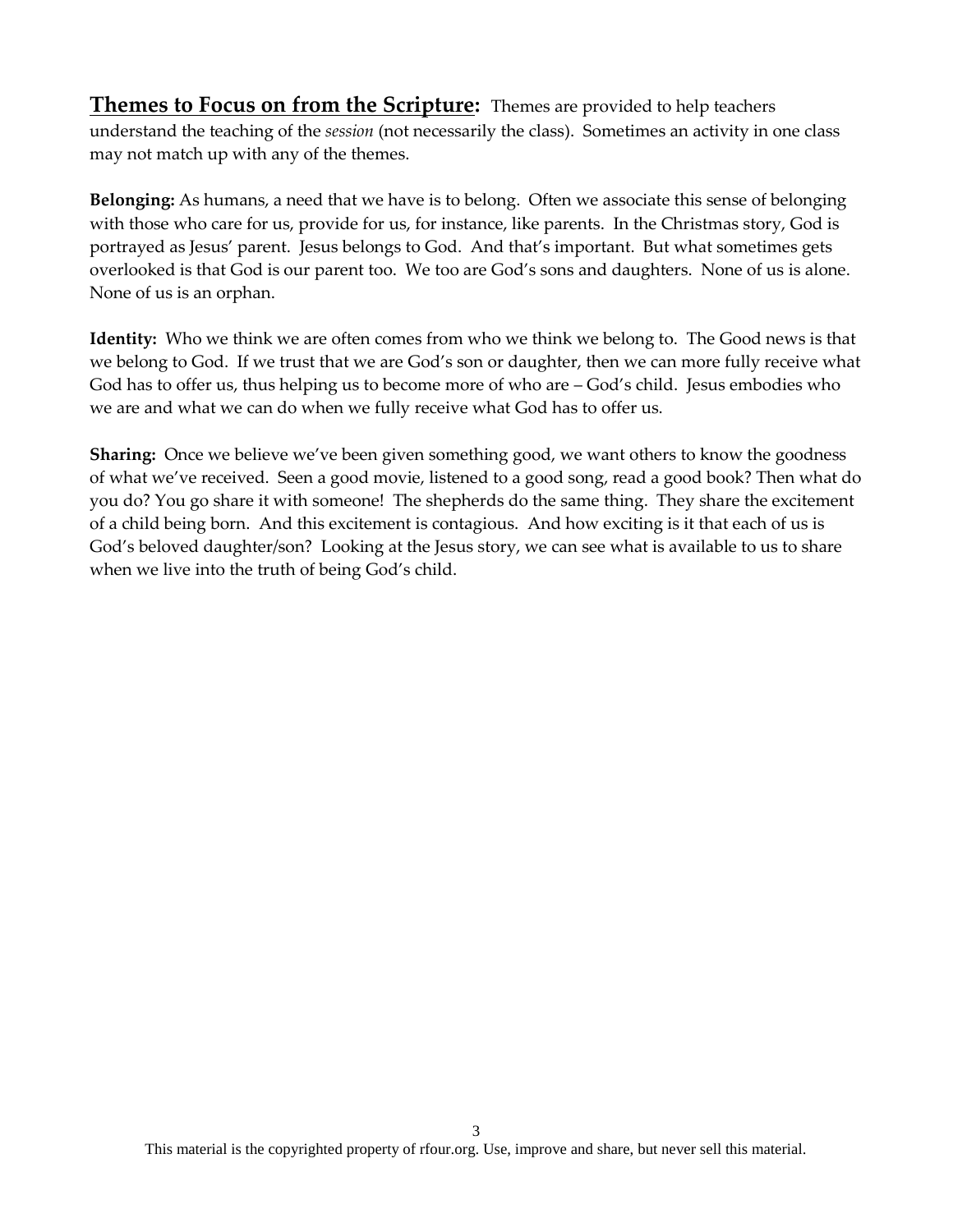**Themes to Focus on from the Scripture:** Themes are provided to help teachers understand the teaching of the *session* (not necessarily the class). Sometimes an activity in one class may not match up with any of the themes.

**Belonging:** As humans, a need that we have is to belong. Often we associate this sense of belonging with those who care for us, provide for us, for instance, like parents. In the Christmas story, God is portrayed as Jesus' parent. Jesus belongs to God. And that's important. But what sometimes gets overlooked is that God is our parent too. We too are God's sons and daughters. None of us is alone. None of us is an orphan.

**Identity:** Who we think we are often comes from who we think we belong to. The Good news is that we belong to God. If we trust that we are God's son or daughter, then we can more fully receive what God has to offer us, thus helping us to become more of who are – God's child. Jesus embodies who we are and what we can do when we fully receive what God has to offer us.

**Sharing:** Once we believe we've been given something good, we want others to know the goodness of what we've received. Seen a good movie, listened to a good song, read a good book? Then what do you do? You go share it with someone! The shepherds do the same thing. They share the excitement of a child being born. And this excitement is contagious. And how exciting is it that each of us is God's beloved daughter/son? Looking at the Jesus story, we can see what is available to us to share when we live into the truth of being God's child.

This material is the copyrighted property of rfour.org. Use, improve and share, but never sell this material.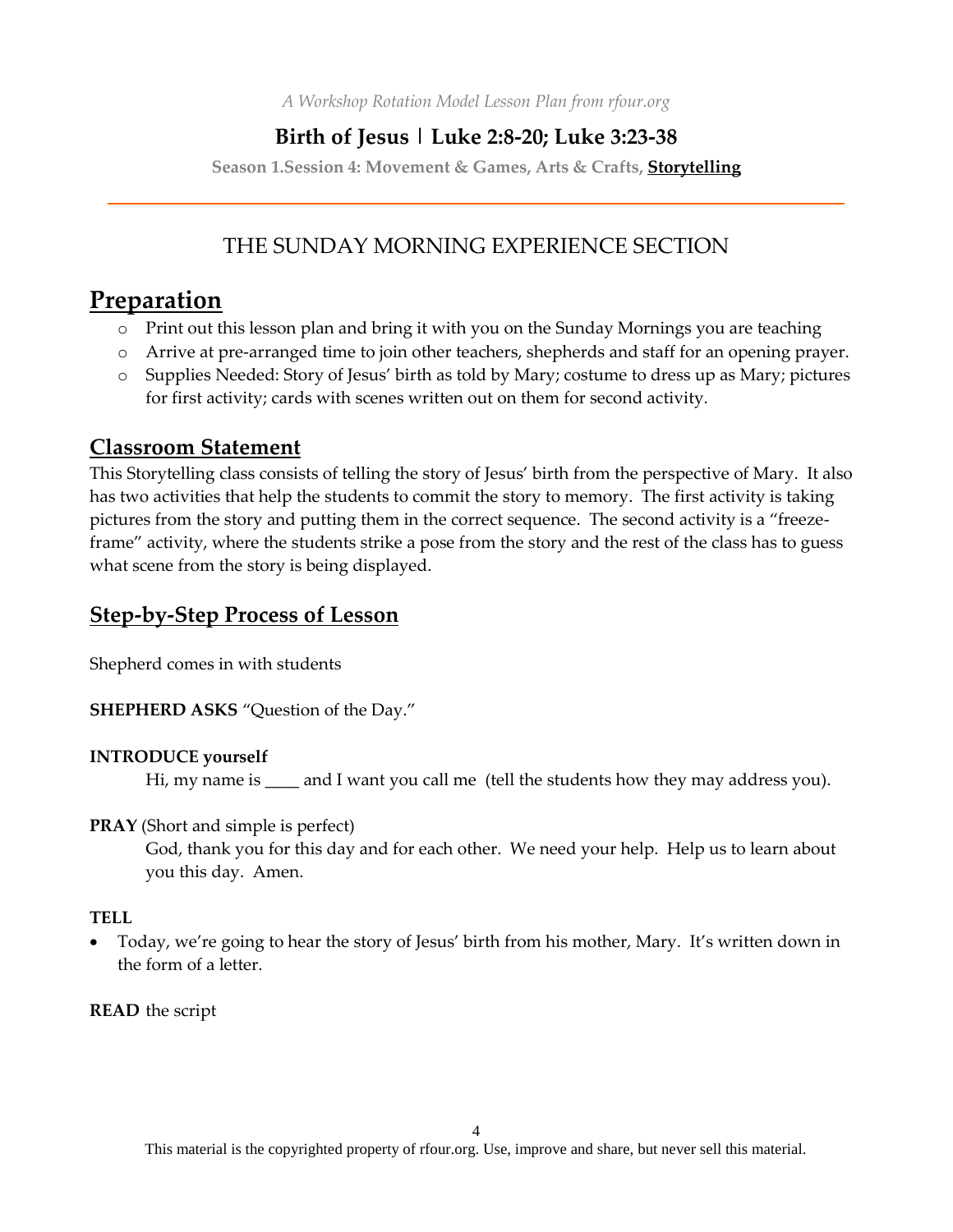*A Workshop Rotation Model Lesson Plan from rfour.org*

# Birth of Jesus | Luke 2:8-20; Luke 3:23-38

**Season 1.Session 4: Movement & Games, Arts & Crafts, Storytelling**

## THE SUNDAY MORNING EXPERIENCE SECTION

## Preparation

- Print out this lesson plan and bring it with you on the Sunday Mornings you are teaching
- Arrive at pre-arranged time to join other teachers, shepherds and staff for an opening prayer.
- Supplies Needed: Story of Jesus' birth as told by Mary; costume to dress up as Mary; pictures for first activity; cards with scenes written out on them for second activity.

## Classroom Statement

This Storytelling class consists of telling the story of Jesus' birth from the perspective of Mary. It also has two activities that help the students to commit the story to memory. The first activity is taking pictures from the story and putting them in the correct sequence. The second activity is a "freeze-frame" activity, where the students strike a pose from the story and the rest of the class has to guess what scene from the story is being displayed.

## Step-by-Step Process of Lesson

Shepherd comes in with students

**SHEPHERD ASKS** "Question of the Day."

**INTRODUCE yourself**

Hi, my name is ____ and I want you call me (tell the students how they may address you).

**PRAY** (Short and simple is perfect)

God, thank you for this day and for each other. We need your help. Help us to learn about you this day. Amen.

**TELL**

- Today, we're going to hear the story of Jesus' birth from his mother, Mary. It's written down in the form of a letter.

**READ** the script

This material is the copyrighted property of rfour.org. Use, improve and share, but never sell this material.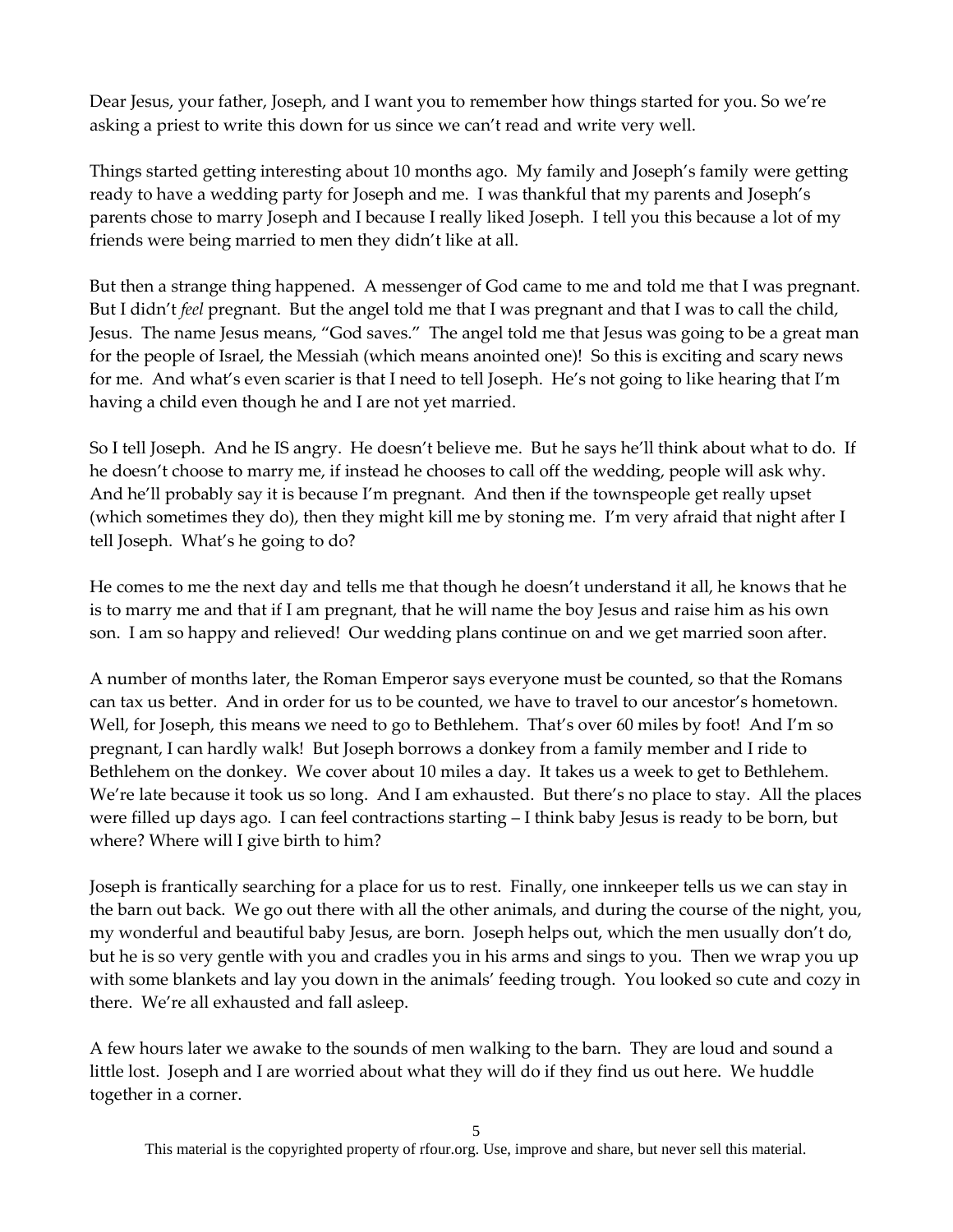Dear Jesus, your father, Joseph, and I want you to remember how things started for you. So we're asking a priest to write this down for us since we can't read and write very well.

Things started getting interesting about 10 months ago. My family and Joseph's family were getting ready to have a wedding party for Joseph and me. I was thankful that my parents and Joseph's parents chose to marry Joseph and I because I really liked Joseph. I tell you this because a lot of my friends were being married to men they didn't like at all.

But then a strange thing happened. A messenger of God came to me and told me that I was pregnant. But I didn't *feel* pregnant. But the angel told me that I was pregnant and that I was to call the child, Jesus. The name Jesus means, "God saves." The angel told me that Jesus was going to be a great man for the people of Israel, the Messiah (which means anointed one)! So this is exciting and scary news for me. And what's even scarier is that I need to tell Joseph. He's not going to like hearing that I'm having a child even though he and I are not yet married.

So I tell Joseph. And he IS angry. He doesn't believe me. But he says he'll think about what to do. If he doesn't choose to marry me, if instead he chooses to call off the wedding, people will ask why. And he'll probably say it is because I'm pregnant. And then if the townspeople get really upset (which sometimes they do), then they might kill me by stoning me. I'm very afraid that night after I tell Joseph. What's he going to do?

He comes to me the next day and tells me that though he doesn't understand it all, he knows that he is to marry me and that if I am pregnant, that he will name the boy Jesus and raise him as his own son. I am so happy and relieved! Our wedding plans continue on and we get married soon after.

A number of months later, the Roman Emperor says everyone must be counted, so that the Romans can tax us better. And in order for us to be counted, we have to travel to our ancestor's hometown. Well, for Joseph, this means we need to go to Bethlehem. That's over 60 miles by foot! And I'm so pregnant, I can hardly walk! But Joseph borrows a donkey from a family member and I ride to Bethlehem on the donkey. We cover about 10 miles a day. It takes us a week to get to Bethlehem. We're late because it took us so long. And I am exhausted. But there's no place to stay. All the places were filled up days ago. I can feel contractions starting – I think baby Jesus is ready to be born, but where? Where will I give birth to him?

Joseph is frantically searching for a place for us to rest. Finally, one innkeeper tells us we can stay in the barn out back. We go out there with all the other animals, and during the course of the night, you, my wonderful and beautiful baby Jesus, are born. Joseph helps out, which the men usually don't do, but he is so very gentle with you and cradles you in his arms and sings to you. Then we wrap you up with some blankets and lay you down in the animals' feeding trough. You looked so cute and cozy in there. We're all exhausted and fall asleep.

A few hours later we awake to the sounds of men walking to the barn. They are loud and sound a little lost. Joseph and I are worried about what they will do if they find us out here. We huddle together in a corner.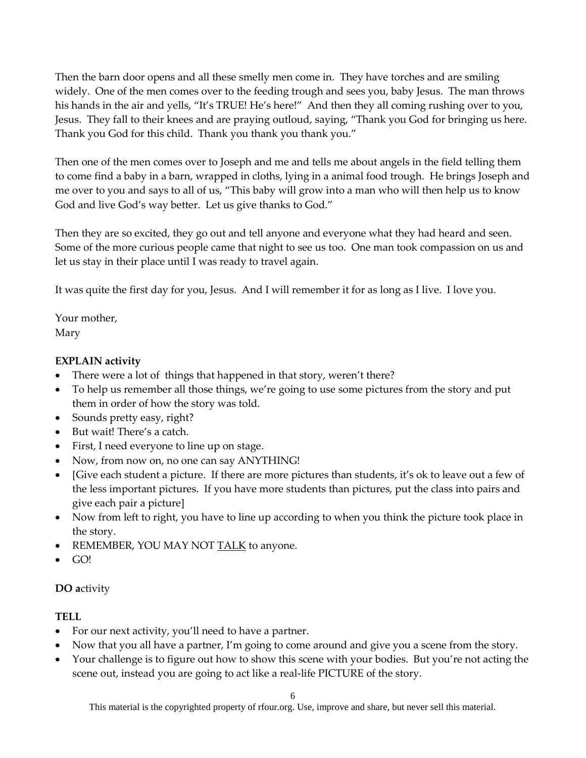Then the barn door opens and all these smelly men come in. They have torches and are smiling widely. One of the men comes over to the feeding trough and sees you, baby Jesus. The man throws his hands in the air and yells, "It's TRUE! He's here!" And then they all coming rushing over to you, Jesus. They fall to their knees and are praying outloud, saying, "Thank you God for bringing us here. Thank you God for this child. Thank you thank you thank you."

Then one of the men comes over to Joseph and me and tells me about angels in the field telling them to come find a baby in a barn, wrapped in cloths, lying in a animal food trough. He brings Joseph and me over to you and says to all of us, "This baby will grow into a man who will then help us to know God and live God's way better. Let us give thanks to God."

Then they are so excited, they go out and tell anyone and everyone what they had heard and seen. Some of the more curious people came that night to see us too. One man took compassion on us and let us stay in their place until I was ready to travel again.

It was quite the first day for you, Jesus. And I will remember it for as long as I live. I love you.

Your mother,
Mary

**EXPLAIN activity**

- There were a lot of things that happened in that story, weren't there?
- To help us remember all those things, we're going to use some pictures from the story and put them in order of how the story was told.
- Sounds pretty easy, right?
- But wait! There's a catch.
- First, I need everyone to line up on stage.
- Now, from now on, no one can say ANYTHING!
- [Give each student a picture. If there are more pictures than students, it's ok to leave out a few of the less important pictures. If you have more students than pictures, put the class into pairs and give each pair a picture]
- Now from left to right, you have to line up according to when you think the picture took place in the story.
- REMEMBER, YOU MAY NOT <u>TALK</u> to anyone.
- GO!

**DO a**ctivity

**TELL**

- For our next activity, you'll need to have a partner.
- Now that you all have a partner, I'm going to come around and give you a scene from the story.
- Your challenge is to figure out how to show this scene with your bodies. But you're not acting the scene out, instead you are going to act like a real-life PICTURE of the story.

This material is the copyrighted property of rfour.org. Use, improve and share, but never sell this material.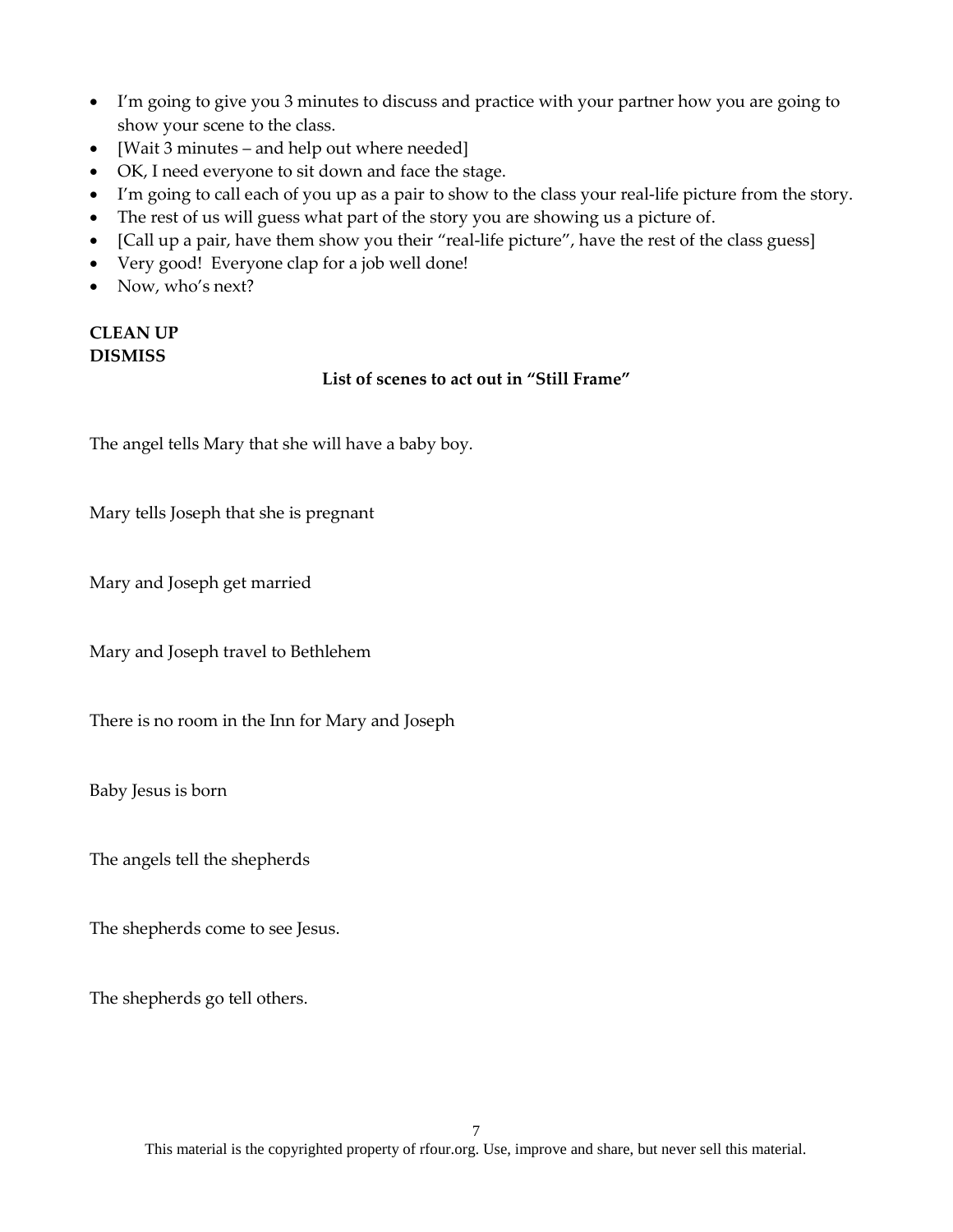- I'm going to give you 3 minutes to discuss and practice with your partner how you are going to show your scene to the class.
- [Wait 3 minutes – and help out where needed]
- OK, I need everyone to sit down and face the stage.
- I'm going to call each of you up as a pair to show to the class your real-life picture from the story.
- The rest of us will guess what part of the story you are showing us a picture of.
- [Call up a pair, have them show you their "real-life picture", have the rest of the class guess]
- Very good! Everyone clap for a job well done!
- Now, who's next?

**CLEAN UP**
**DISMISS**

**List of scenes to act out in "Still Frame"**

The angel tells Mary that she will have a baby boy.

Mary tells Joseph that she is pregnant

Mary and Joseph get married

Mary and Joseph travel to Bethlehem

There is no room in the Inn for Mary and Joseph

Baby Jesus is born

The angels tell the shepherds

The shepherds come to see Jesus.

The shepherds go tell others.

This material is the copyrighted property of rfour.org. Use, improve and share, but never sell this material.